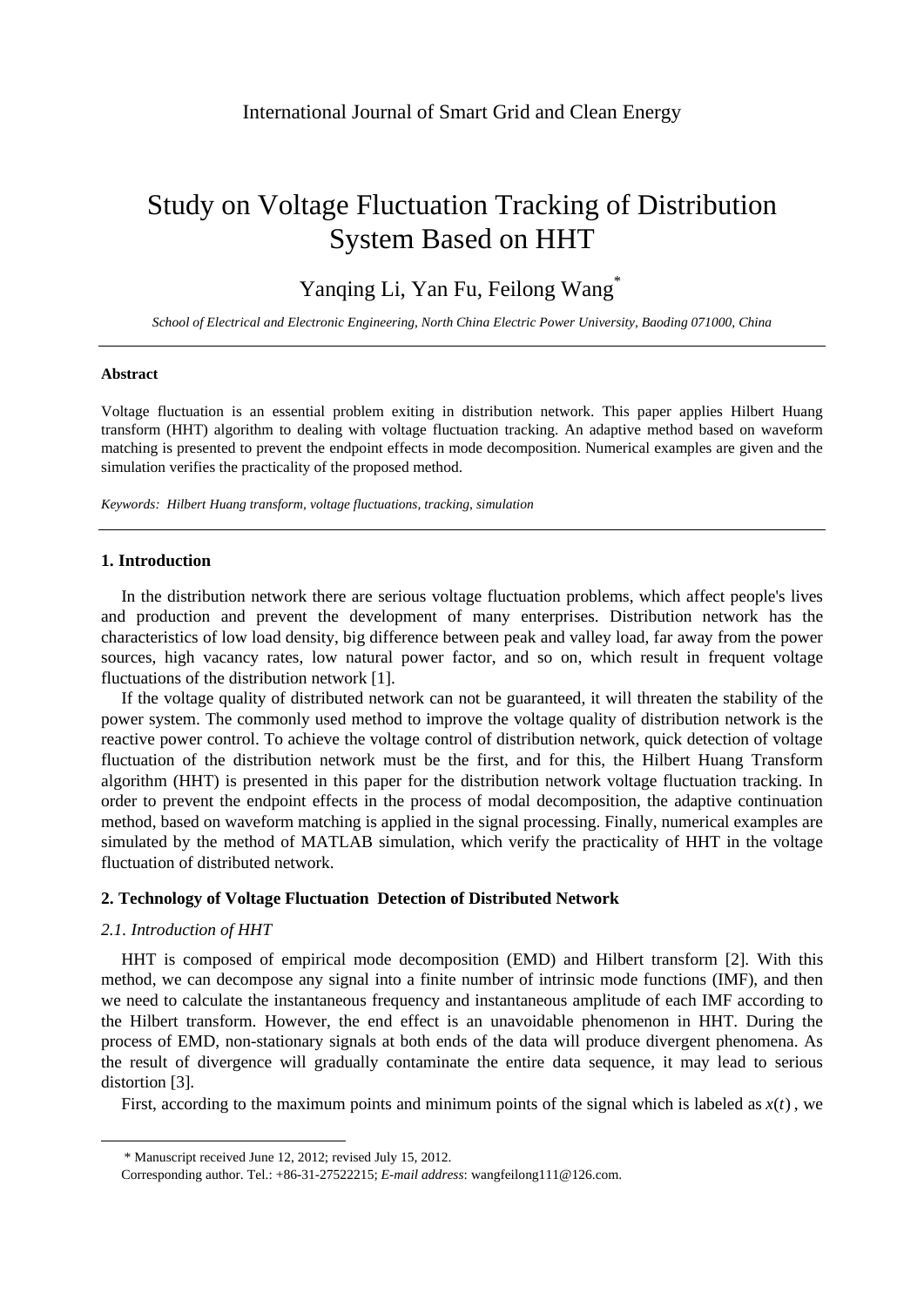# Study on Voltage Fluctuation Tracking of Distribution System Based on HHT

Yanqing Li, Yan Fu, Feilong Wang*

*School of Electrical and Electronic Engineering, North China Electric Power University, Baoding 071000, China*

---

**Abstract**

Voltage fluctuation is an essential problem exiting in distribution network. This paper applies Hilbert Huang transform (HHT) algorithm to dealing with voltage fluctuation tracking. An adaptive method based on waveform matching is presented to prevent the endpoint effects in mode decomposition. Numerical examples are given and the simulation verifies the practicality of the proposed method.

*Keywords: Hilbert Huang transform, voltage fluctuations, tracking, simulation*

---

## 1. Introduction

In the distribution network there are serious voltage fluctuation problems, which affect people's lives and production and prevent the development of many enterprises. Distribution network has the characteristics of low load density, big difference between peak and valley load, far away from the power sources, high vacancy rates, low natural power factor, and so on, which result in frequent voltage fluctuations of the distribution network [1].

If the voltage quality of distributed network can not be guaranteed, it will threaten the stability of the power system. The commonly used method to improve the voltage quality of distribution network is the reactive power control. To achieve the voltage control of distribution network, quick detection of voltage fluctuation of the distribution network must be the first, and for this, the Hilbert Huang Transform algorithm (HHT) is presented in this paper for the distribution network voltage fluctuation tracking. In order to prevent the endpoint effects in the process of modal decomposition, the adaptive continuation method, based on waveform matching is applied in the signal processing. Finally, numerical examples are simulated by the method of MATLAB simulation, which verify the practicality of HHT in the voltage fluctuation of distributed network.

## 2. Technology of Voltage Fluctuation Detection of Distributed Network

### *2.1. Introduction of HHT*

HHT is composed of empirical mode decomposition (EMD) and Hilbert transform [2]. With this method, we can decompose any signal into a finite number of intrinsic mode functions (IMF), and then we need to calculate the instantaneous frequency and instantaneous amplitude of each IMF according to the Hilbert transform. However, the end effect is an unavoidable phenomenon in HHT. During the process of EMD, non-stationary signals at both ends of the data will produce divergent phenomena. As the result of divergence will gradually contaminate the entire data sequence, it may lead to serious distortion [3].

First, according to the maximum points and minimum points of the signal which is labeled as $x(t)$, we

---

\* Manuscript received June 12, 2012; revised July 15, 2012.

Corresponding author. Tel.: +86-31-27522215; *E-mail address*: wangfeilong111@126.com.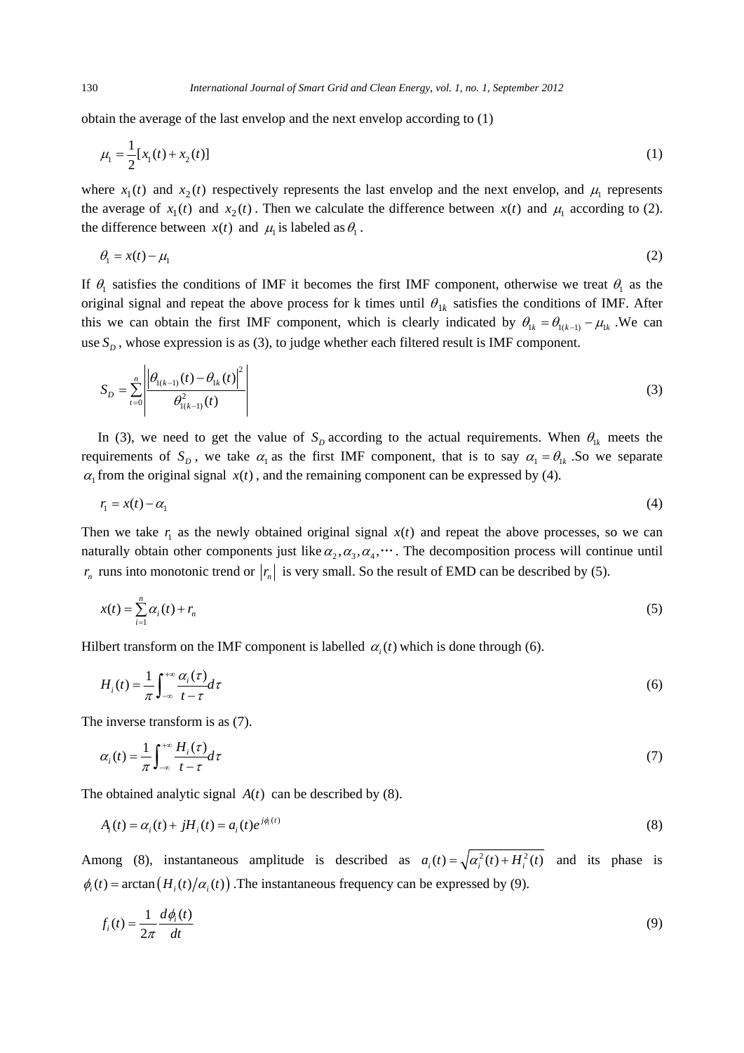obtain the average of the last envelop and the next envelop according to (1)

$$\mu_1 = \frac{1}{2}[x_1(t) + x_2(t)] \tag{1}$$

where $x_1(t)$ and $x_2(t)$ respectively represents the last envelop and the next envelop, and $\mu_1$ represents the average of $x_1(t)$ and $x_2(t)$. Then we calculate the difference between $x(t)$ and $\mu_1$ according to (2). the difference between $x(t)$ and $\mu_1$ is labeled as $\theta_1$.

$$\theta_1 = x(t) - \mu_1 \tag{2}$$

If $\theta_1$ satisfies the conditions of IMF it becomes the first IMF component, otherwise we treat $\theta_1$ as the original signal and repeat the above process for k times until $\theta_{1k}$ satisfies the conditions of IMF. After this we can obtain the first IMF component, which is clearly indicated by $\theta_{1k} = \theta_{1(k-1)} - \mu_{1k}$ .We can use $S_D$, whose expression is as (3), to judge whether each filtered result is IMF component.

$$S_D = \sum_{t=0}^{n} \left| \frac{\left|\theta_{1(k-1)}(t) - \theta_{1k}(t)\right|^2}{\theta_{1(k-1)}^2(t)} \right| \tag{3}$$

In (3), we need to get the value of $S_D$ according to the actual requirements. When $\theta_{1k}$ meets the requirements of $S_D$, we take $\alpha_1$ as the first IMF component, that is to say $\alpha_1 = \theta_{1k}$ .So we separate $\alpha_1$ from the original signal $x(t)$, and the remaining component can be expressed by (4).

$$r_1 = x(t) - \alpha_1 \tag{4}$$

Then we take $r_1$ as the newly obtained original signal $x(t)$ and repeat the above processes, so we can naturally obtain other components just like $\alpha_2, \alpha_3, \alpha_4, \cdots$. The decomposition process will continue until $r_n$ runs into monotonic trend or $|r_n|$ is very small. So the result of EMD can be described by (5).

$$x(t) = \sum_{i=1}^{n} \alpha_i(t) + r_n \tag{5}$$

Hilbert transform on the IMF component is labelled $\alpha_i(t)$ which is done through (6).

$$H_i(t) = \frac{1}{\pi} \int_{-\infty}^{+\infty} \frac{\alpha_i(\tau)}{t - \tau} d\tau \tag{6}$$

The inverse transform is as (7).

$$\alpha_i(t) = \frac{1}{\pi} \int_{-\infty}^{+\infty} \frac{H_i(\tau)}{t - \tau} d\tau \tag{7}$$

The obtained analytic signal $A(t)$ can be described by (8).

$$A_i(t) = \alpha_i(t) + jH_i(t) = a_i(t)e^{j\phi_i(t)} \tag{8}$$

Among (8), instantaneous amplitude is described as $a_i(t) = \sqrt{\alpha_i^2(t) + H_i^2(t)}$ and its phase is $\phi_i(t) = \arctan\left(H_i(t)/\alpha_i(t)\right)$ .The instantaneous frequency can be expressed by (9).

$$f_i(t) = \frac{1}{2\pi} \frac{d\phi_i(t)}{dt} \tag{9}$$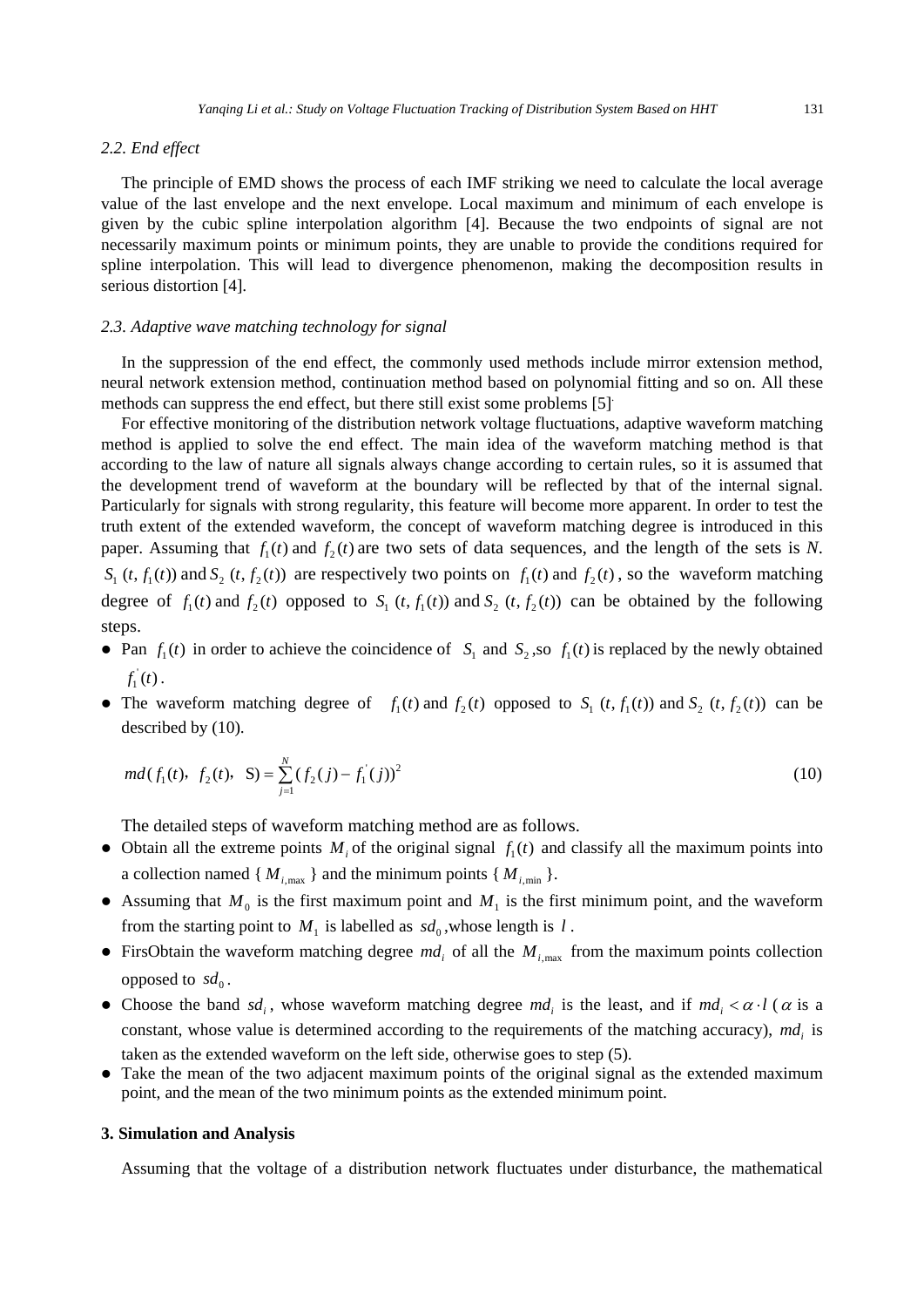### 2.2. End effect

The principle of EMD shows the process of each IMF striking we need to calculate the local average value of the last envelope and the next envelope. Local maximum and minimum of each envelope is given by the cubic spline interpolation algorithm [4]. Because the two endpoints of signal are not necessarily maximum points or minimum points, they are unable to provide the conditions required for spline interpolation. This will lead to divergence phenomenon, making the decomposition results in serious distortion [4].

### 2.3. Adaptive wave matching technology for signal

In the suppression of the end effect, the commonly used methods include mirror extension method, neural network extension method, continuation method based on polynomial fitting and so on. All these methods can suppress the end effect, but there still exist some problems [5].

For effective monitoring of the distribution network voltage fluctuations, adaptive waveform matching method is applied to solve the end effect. The main idea of the waveform matching method is that according to the law of nature all signals always change according to certain rules, so it is assumed that the development trend of waveform at the boundary will be reflected by that of the internal signal. Particularly for signals with strong regularity, this feature will become more apparent. In order to test the truth extent of the extended waveform, the concept of waveform matching degree is introduced in this paper. Assuming that $f_1(t)$ and $f_2(t)$ are two sets of data sequences, and the length of the sets is *N*. $S_1\ (t, f_1(t))$ and $S_2\ (t, f_2(t))$ are respectively two points on $f_1(t)$ and $f_2(t)$, so the waveform matching degree of $f_1(t)$ and $f_2(t)$ opposed to $S_1\ (t, f_1(t))$ and $S_2\ (t, f_2(t))$ can be obtained by the following steps.

- Pan $f_1(t)$ in order to achieve the coincidence of $S_1$ and $S_2$, so $f_1(t)$ is replaced by the newly obtained $f_1^{'}(t)$.
- The waveform matching degree of $f_1(t)$ and $f_2(t)$ opposed to $S_1\ (t, f_1(t))$ and $S_2\ (t, f_2(t))$ can be described by (10).

$$md(f_1(t),\ f_2(t),\ \mathrm{S}) = \sum_{j=1}^{N}(f_2(j) - f_1^{'}(j))^2 \tag{10}$$

The detailed steps of waveform matching method are as follows.

- Obtain all the extreme points $M_i$ of the original signal $f_1(t)$ and classify all the maximum points into a collection named { $M_{i,\max}$ } and the minimum points { $M_{i,\min}$ }.
- Assuming that $M_0$ is the first maximum point and $M_1$ is the first minimum point, and the waveform from the starting point to $M_1$ is labelled as $sd_0$, whose length is $l$.
- FirsObtain the waveform matching degree $md_i$ of all the $M_{i,\max}$ from the maximum points collection opposed to $sd_0$.
- Choose the band $sd_i$, whose waveform matching degree $md_i$ is the least, and if $md_i < \alpha \cdot l$ ($\alpha$ is a constant, whose value is determined according to the requirements of the matching accuracy), $md_i$ is taken as the extended waveform on the left side, otherwise goes to step (5).
- Take the mean of the two adjacent maximum points of the original signal as the extended maximum point, and the mean of the two minimum points as the extended minimum point.

## 3. Simulation and Analysis

Assuming that the voltage of a distribution network fluctuates under disturbance, the mathematical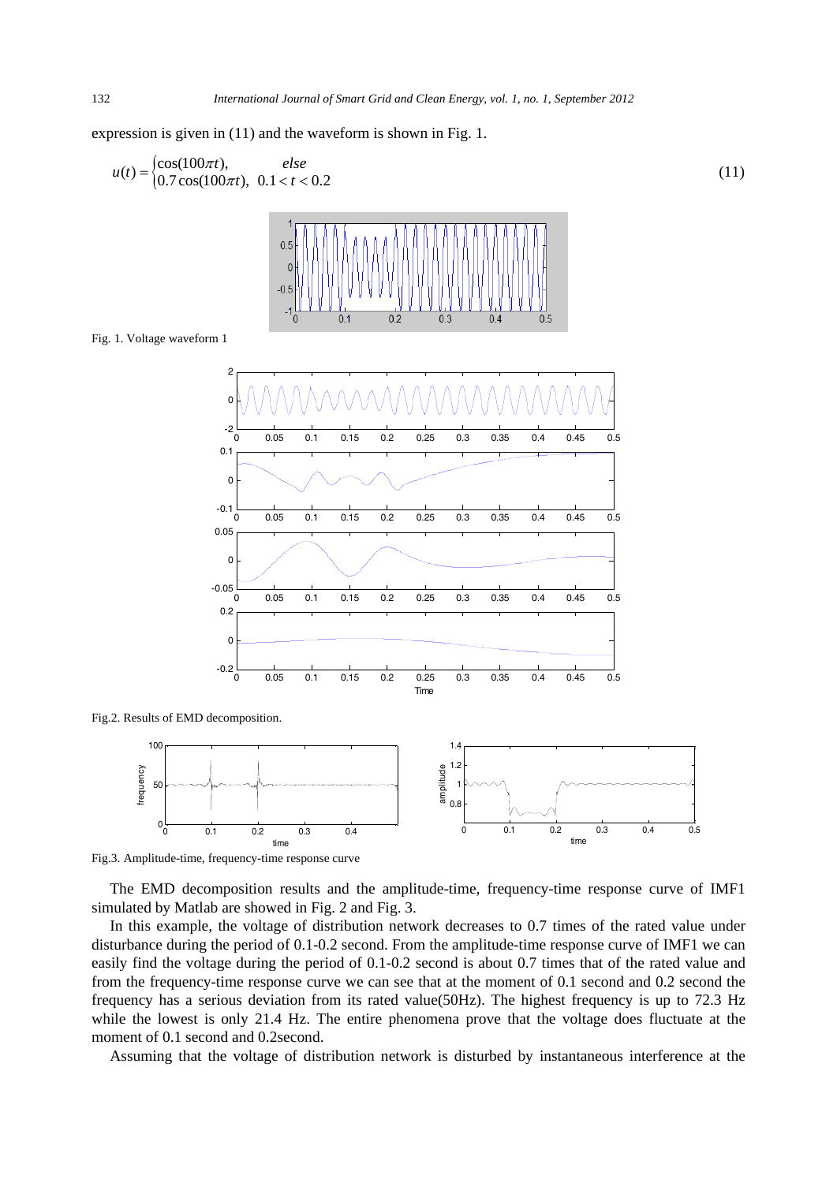expression is given in (11) and the waveform is shown in Fig. 1.

$$u(t) = \begin{cases} \cos(100\pi t), & else \\ 0.7\cos(100\pi t), & 0.1 < t < 0.2 \end{cases} \tag{11}$$

Fig. 1. Voltage waveform 1

Fig.2. Results of EMD decomposition.

Fig.3. Amplitude-time, frequency-time response curve

The EMD decomposition results and the amplitude-time, frequency-time response curve of IMF1 simulated by Matlab are showed in Fig. 2 and Fig. 3.

In this example, the voltage of distribution network decreases to 0.7 times of the rated value under disturbance during the period of 0.1-0.2 second. From the amplitude-time response curve of IMF1 we can easily find the voltage during the period of 0.1-0.2 second is about 0.7 times that of the rated value and from the frequency-time response curve we can see that at the moment of 0.1 second and 0.2 second the frequency has a serious deviation from its rated value(50Hz). The highest frequency is up to 72.3 Hz while the lowest is only 21.4 Hz. The entire phenomena prove that the voltage does fluctuate at the moment of 0.1 second and 0.2second.

Assuming that the voltage of distribution network is disturbed by instantaneous interference at the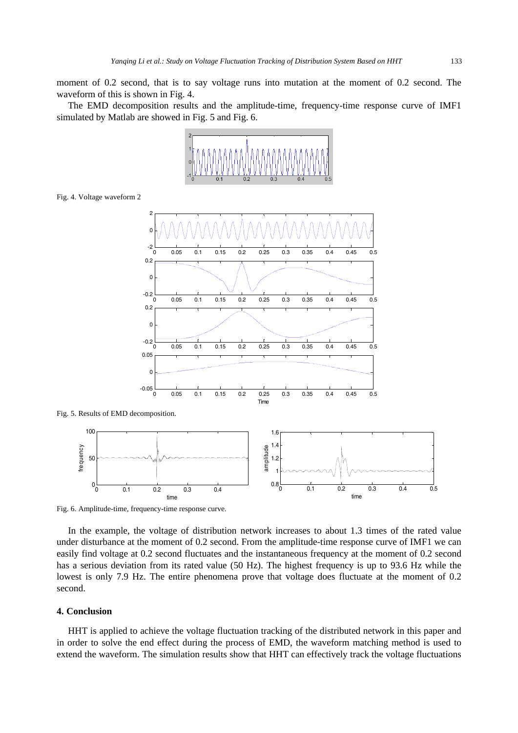moment of 0.2 second, that is to say voltage runs into mutation at the moment of 0.2 second. The waveform of this is shown in Fig. 4.

The EMD decomposition results and the amplitude-time, frequency-time response curve of IMF1 simulated by Matlab are showed in Fig. 5 and Fig. 6.

Fig. 4. Voltage waveform 2

Fig. 5. Results of EMD decomposition.

Fig. 6. Amplitude-time, frequency-time response curve.

In the example, the voltage of distribution network increases to about 1.3 times of the rated value under disturbance at the moment of 0.2 second. From the amplitude-time response curve of IMF1 we can easily find voltage at 0.2 second fluctuates and the instantaneous frequency at the moment of 0.2 second has a serious deviation from its rated value (50 Hz). The highest frequency is up to 93.6 Hz while the lowest is only 7.9 Hz. The entire phenomena prove that voltage does fluctuate at the moment of 0.2 second.

## 4. Conclusion

HHT is applied to achieve the voltage fluctuation tracking of the distributed network in this paper and in order to solve the end effect during the process of EMD, the waveform matching method is used to extend the waveform. The simulation results show that HHT can effectively track the voltage fluctuations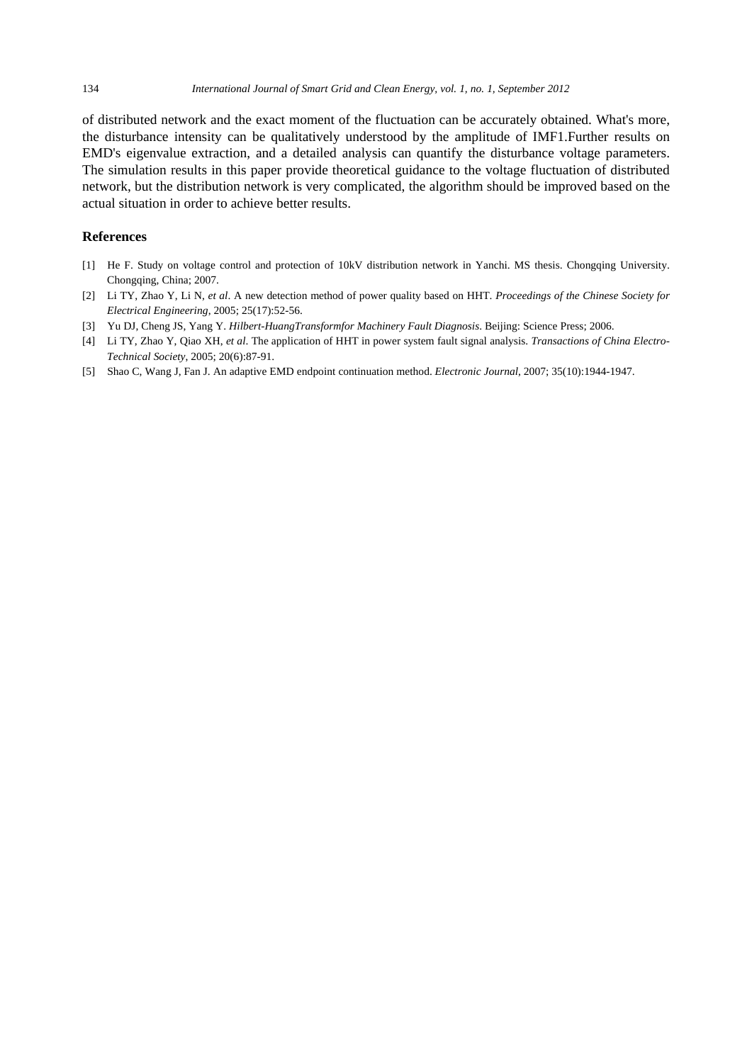of distributed network and the exact moment of the fluctuation can be accurately obtained. What's more, the disturbance intensity can be qualitatively understood by the amplitude of IMF1.Further results on EMD's eigenvalue extraction, and a detailed analysis can quantify the disturbance voltage parameters. The simulation results in this paper provide theoretical guidance to the voltage fluctuation of distributed network, but the distribution network is very complicated, the algorithm should be improved based on the actual situation in order to achieve better results.

## References

[1] He F. Study on voltage control and protection of 10kV distribution network in Yanchi. MS thesis. Chongqing University. Chongqing, China; 2007.

[2] Li TY, Zhao Y, Li N, *et al*. A new detection method of power quality based on HHT. *Proceedings of the Chinese Society for Electrical Engineering*, 2005; 25(17):52-56.

[3] Yu DJ, Cheng JS, Yang Y. *Hilbert-HuangTransformfor Machinery Fault Diagnosis*. Beijing: Science Press; 2006.

[4] Li TY, Zhao Y, Qiao XH, *et al*. The application of HHT in power system fault signal analysis. *Transactions of China Electro-Technical Society*, 2005; 20(6):87-91.

[5] Shao C, Wang J, Fan J. An adaptive EMD endpoint continuation method. *Electronic Journal*, 2007; 35(10):1944-1947.